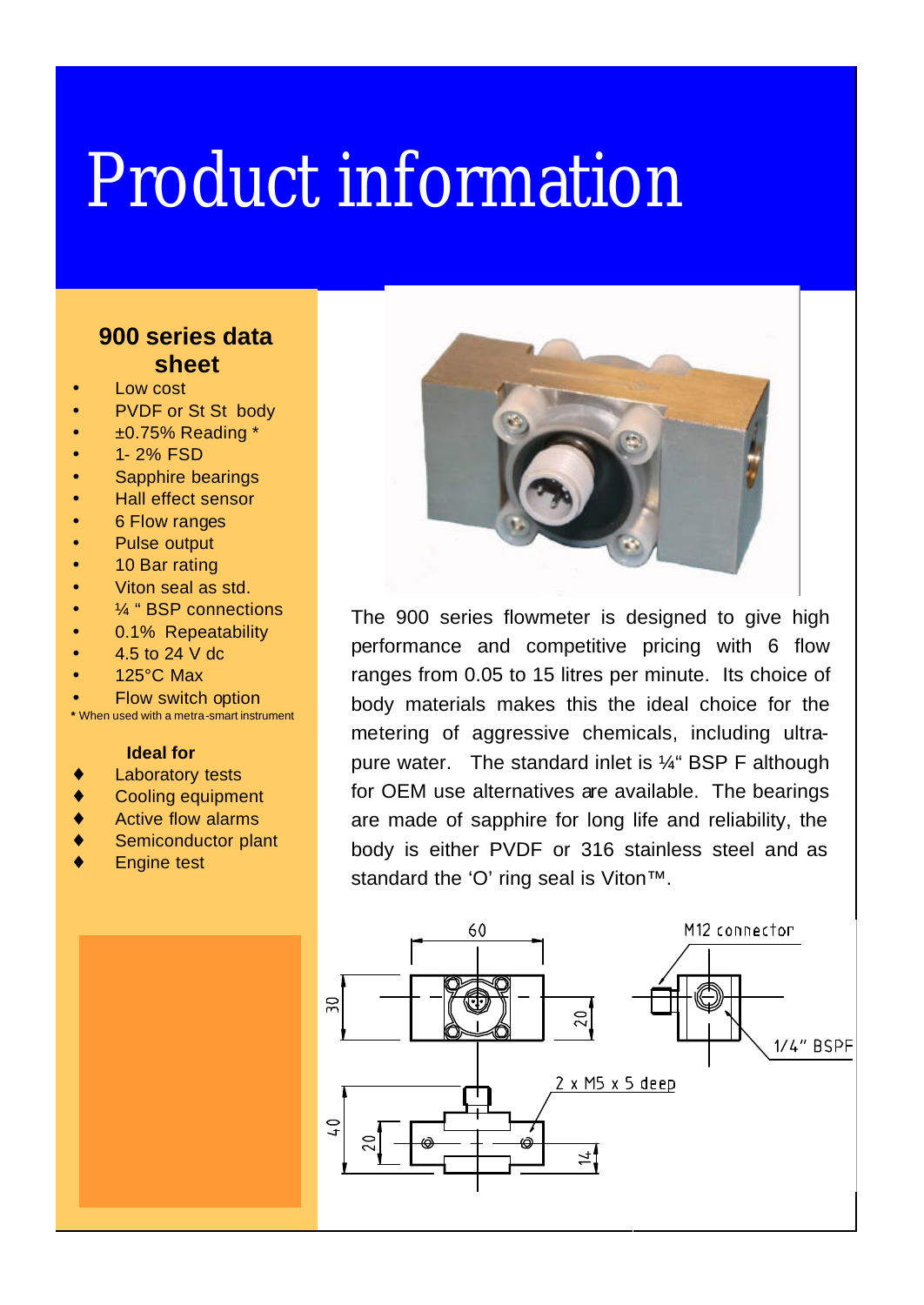# Product information

## 900 series data sheet

- Low cost
- PVDF or St St body
- ±0.75% Reading *
- 1- 2% FSD
- Sapphire bearings
- Hall effect sensor
- 6 Flow ranges
- Pulse output
- 10 Bar rating
- Viton seal as std.
- ¼ " BSP connections
- 0.1% Repeatability
- 4.5 to 24 V dc
- 125°C Max
- Flow switch option

* When used with a metra-smart instrument

**Ideal for**

- Laboratory tests
- Cooling equipment
- Active flow alarms
- Semiconductor plant
- Engine test

The 900 series flowmeter is designed to give high performance and competitive pricing with 6 flow ranges from 0.05 to 15 litres per minute. Its choice of body materials makes this the ideal choice for the metering of aggressive chemicals, including ultra-pure water. The standard inlet is ¼" BSP F although for OEM use alternatives are available. The bearings are made of sapphire for long life and reliability, the body is either PVDF or 316 stainless steel and as standard the 'O' ring seal is Viton™.

60

M12 connector

30

20

1/4" BSPF

2 x M5 x 5 deep

40

20

14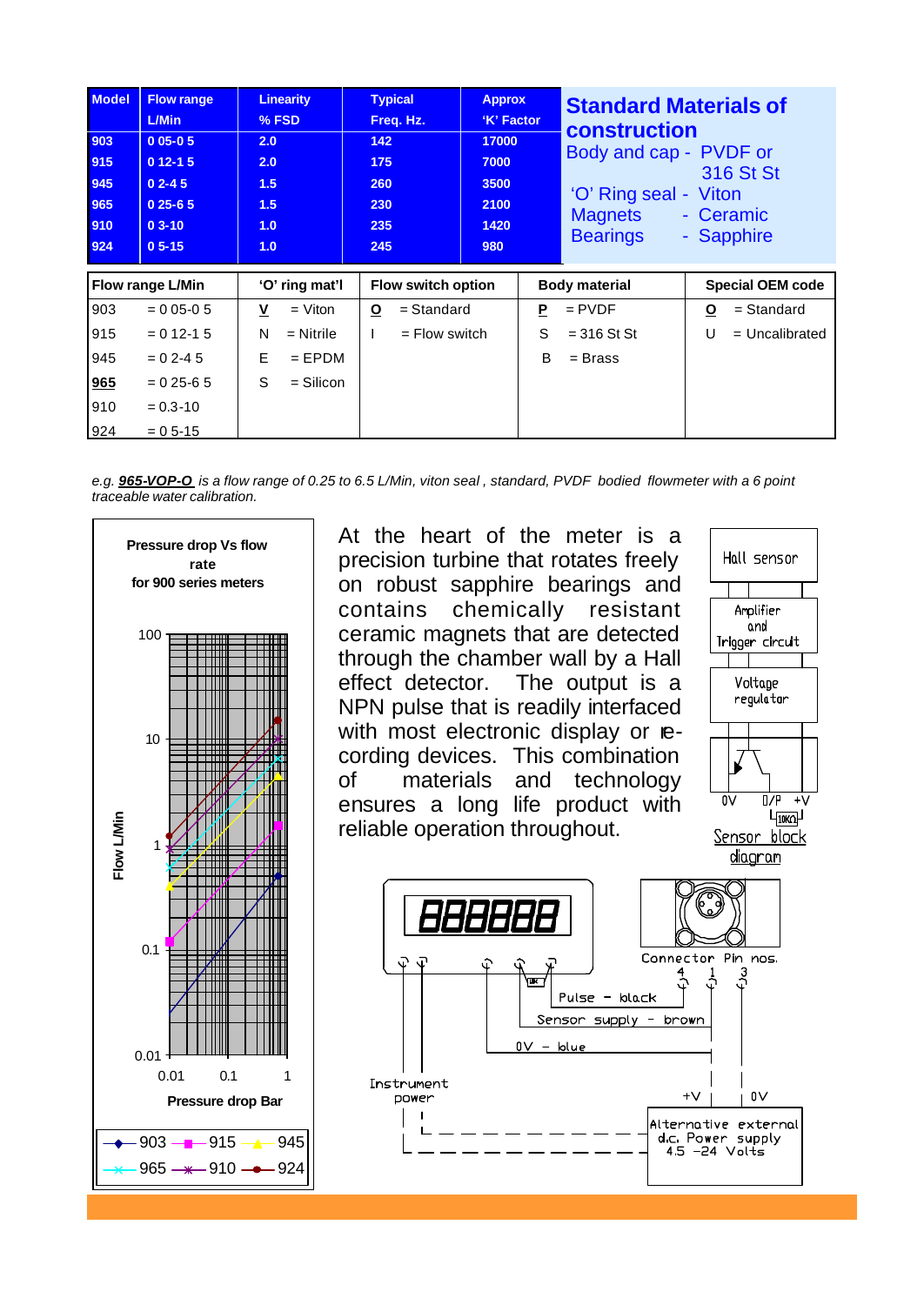| Model | Flow range L/Min | Linearity % FSD | Typical Freq. Hz. | Approx 'K' Factor |
|---|---|---|---|---|
| 903 | 0 05-0 5 | 2.0 | 142 | 17000 |
| 915 | 0 12-1 5 | 2.0 | 175 | 7000 |
| 945 | 0 2-4 5 | 1.5 | 260 | 3500 |
| 965 | 0 25-6 5 | 1.5 | 230 | 2100 |
| 910 | 0 3-10 | 1.0 | 235 | 1420 |
| 924 | 0 5-15 | 1.0 | 245 | 980 |

## Standard Materials of construction

Body and cap - PVDF or 316 St St

'O' Ring seal - Viton

Magnets - Ceramic

Bearings - Sapphire

| Flow range L/Min | 'O' ring mat'l | Flow switch option | Body material | Special OEM code |
|---|---|---|---|---|
| 903 = 0 05-0 5 | **V** = Viton | **O** = Standard | **P** = PVDF | **O** = Standard |
| 915 = 0 12-1 5 | N = Nitrile | I = Flow switch | S = 316 St St | U = Uncalibrated |
| 945 = 0 2-4 5 | E = EPDM | | B = Brass | |
| **965** = 0 25-6 5 | S = Silicon | | | |
| 910 = 0.3-10 | | | | |
| 924 = 0 5-15 | | | | |

*e.g.* ***965-VOP-O*** *is a flow range of 0.25 to 6.5 L/Min, viton seal , standard, PVDF bodied flowmeter with a 6 point traceable water calibration.*

**Pressure drop Vs flow rate for 900 series meters**

Flow L/Min
100
10
1
0.1
0.01
0.01
0.1
1
Pressure drop Bar
903 915 945 965 910 924

At the heart of the meter is a precision turbine that rotates freely on robust sapphire bearings and contains chemically resistant ceramic magnets that are detected through the chamber wall by a Hall effect detector. The output is a NPN pulse that is readily interfaced with most electronic display or recording devices. This combination of materials and technology ensures a long life product with reliable operation throughout.

Hall sensor
Amplifier and Trigger circuit
Voltage regulator
0V O/P +V
10KΩ
Sensor block diagram

888888
Connector Pin nos.
4 1 3
10K
Pulse - black
Sensor supply - brown
0V - blue
Instrument power
+V 0V
Alternative external d.c. Power supply 4.5 -24 Volts